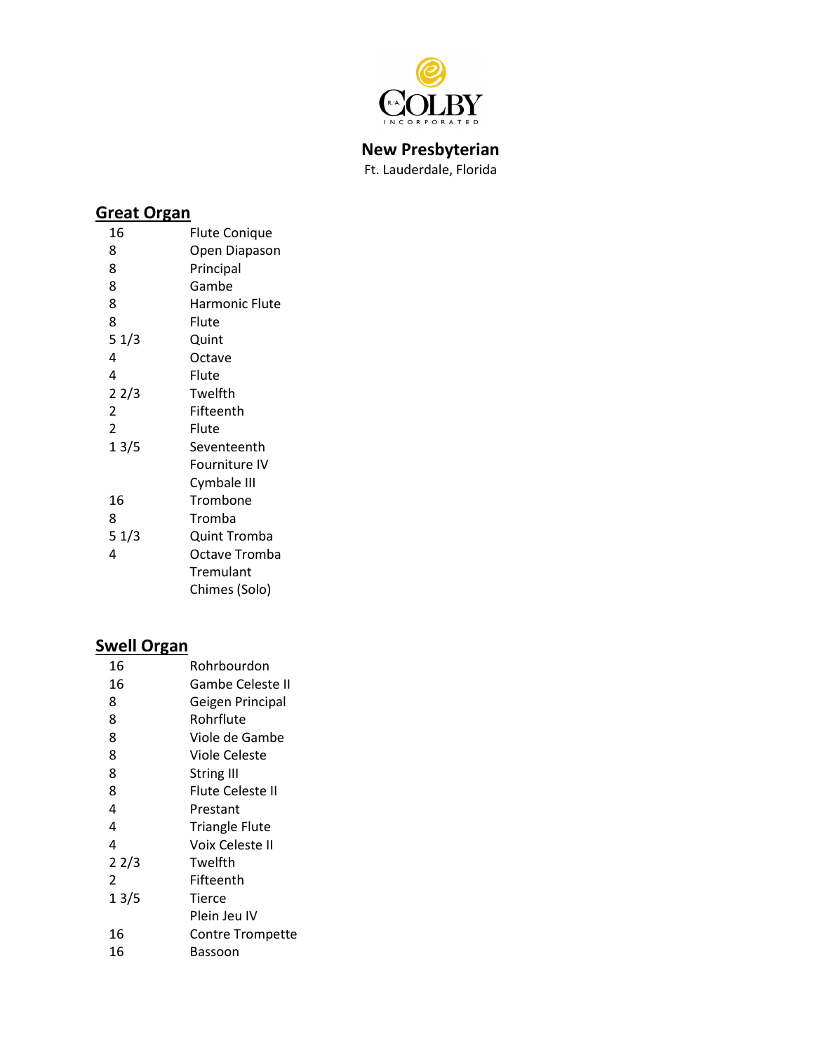R.A. COLBY INCORPORATED

**New Presbyterian**
Ft. Lauderdale, Florida

## Great Organ

| | |
|---|---|
| 16 | Flute Conique |
| 8 | Open Diapason |
| 8 | Principal |
| 8 | Gambe |
| 8 | Harmonic Flute |
| 8 | Flute |
| 5 1/3 | Quint |
| 4 | Octave |
| 4 | Flute |
| 2 2/3 | Twelfth |
| 2 | Fifteenth |
| 2 | Flute |
| 1 3/5 | Seventeenth |
| | Fourniture IV |
| | Cymbale III |
| 16 | Trombone |
| 8 | Tromba |
| 5 1/3 | Quint Tromba |
| 4 | Octave Tromba |
| | Tremulant |
| | Chimes (Solo) |

## Swell Organ

| | |
|---|---|
| 16 | Rohrbourdon |
| 16 | Gambe Celeste II |
| 8 | Geigen Principal |
| 8 | Rohrflute |
| 8 | Viole de Gambe |
| 8 | Viole Celeste |
| 8 | String III |
| 8 | Flute Celeste II |
| 4 | Prestant |
| 4 | Triangle Flute |
| 4 | Voix Celeste II |
| 2 2/3 | Twelfth |
| 2 | Fifteenth |
| 1 3/5 | Tierce |
| | Plein Jeu IV |
| 16 | Contre Trompette |
| 16 | Bassoon |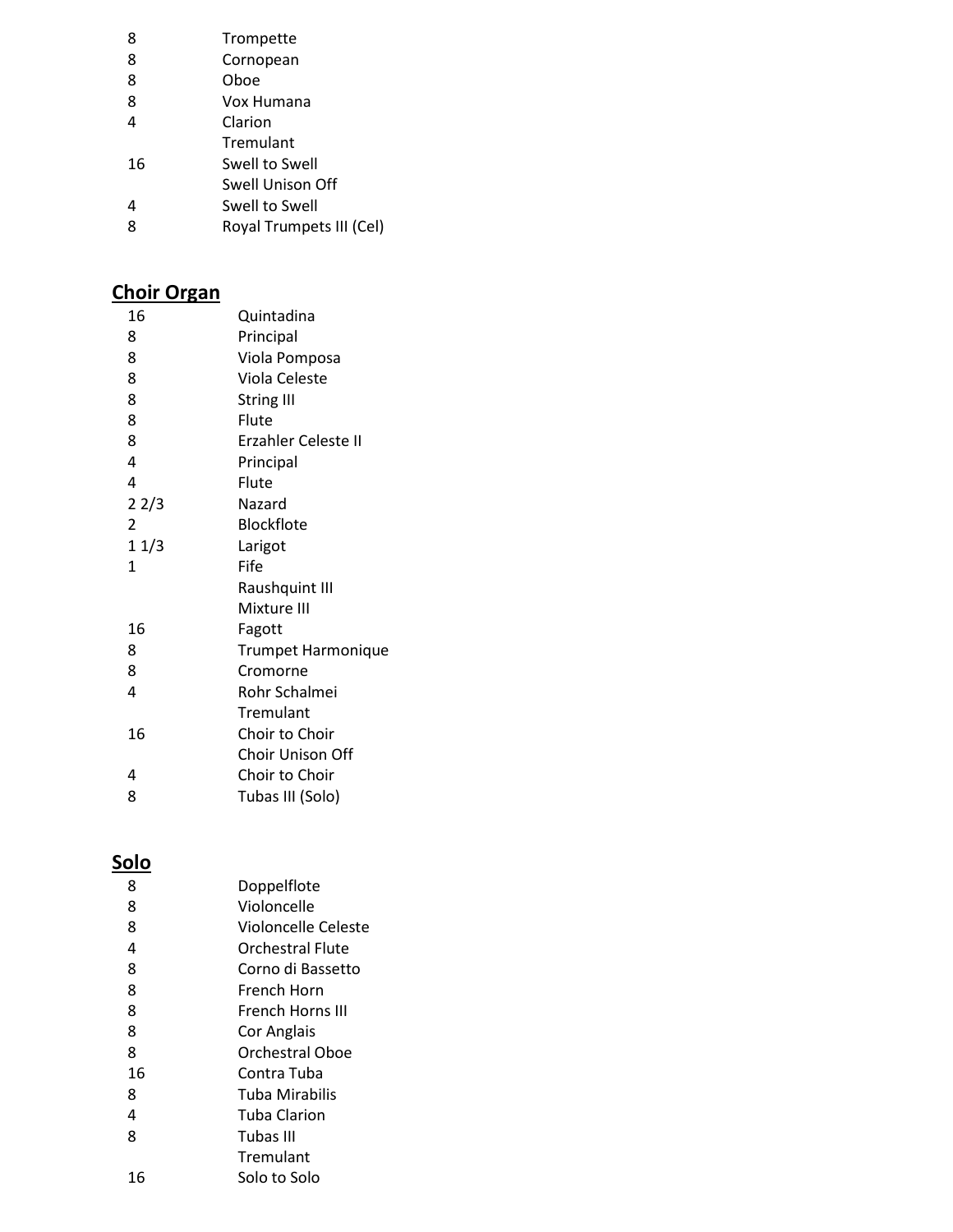| | |
|---|---|
| 8 | Trompette |
| 8 | Cornopean |
| 8 | Oboe |
| 8 | Vox Humana |
| 4 | Clarion |
| | Tremulant |
| 16 | Swell to Swell |
| | Swell Unison Off |
| 4 | Swell to Swell |
| 8 | Royal Trumpets III (Cel) |

## Choir Organ

| | |
|---|---|
| 16 | Quintadina |
| 8 | Principal |
| 8 | Viola Pomposa |
| 8 | Viola Celeste |
| 8 | String III |
| 8 | Flute |
| 8 | Erzahler Celeste II |
| 4 | Principal |
| 4 | Flute |
| 2 2/3 | Nazard |
| 2 | Blockflote |
| 1 1/3 | Larigot |
| 1 | Fife |
| | Raushquint III |
| | Mixture III |
| 16 | Fagott |
| 8 | Trumpet Harmonique |
| 8 | Cromorne |
| 4 | Rohr Schalmei |
| | Tremulant |
| 16 | Choir to Choir |
| | Choir Unison Off |
| 4 | Choir to Choir |
| 8 | Tubas III (Solo) |

## Solo

| | |
|---|---|
| 8 | Doppelflote |
| 8 | Violoncelle |
| 8 | Violoncelle Celeste |
| 4 | Orchestral Flute |
| 8 | Corno di Bassetto |
| 8 | French Horn |
| 8 | French Horns III |
| 8 | Cor Anglais |
| 8 | Orchestral Oboe |
| 16 | Contra Tuba |
| 8 | Tuba Mirabilis |
| 4 | Tuba Clarion |
| 8 | Tubas III |
| | Tremulant |
| 16 | Solo to Solo |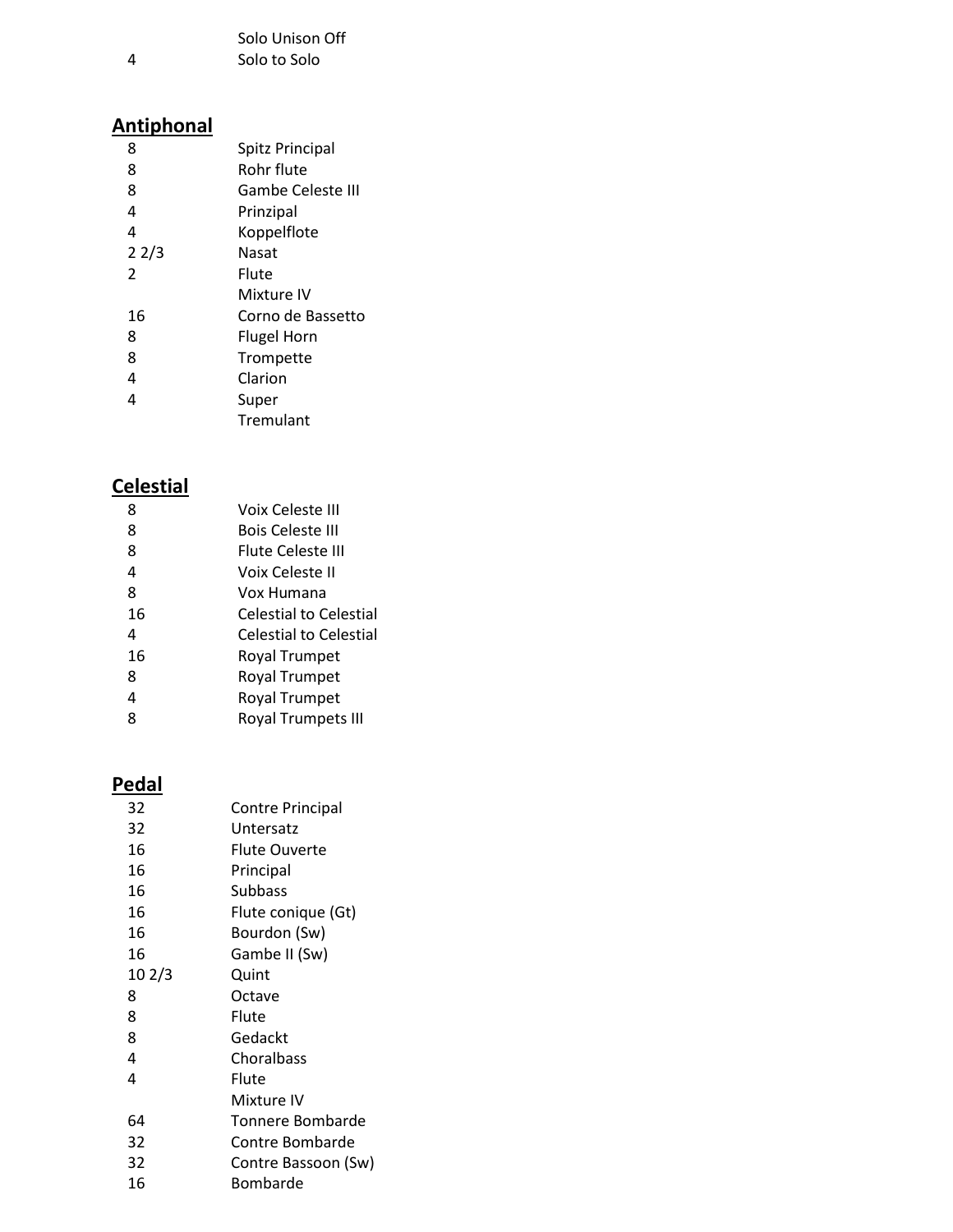| | |
|---|---|
| | Solo Unison Off |
| 4 | Solo to Solo |

## Antiphonal

| | |
|---|---|
| 8 | Spitz Principal |
| 8 | Rohr flute |
| 8 | Gambe Celeste III |
| 4 | Prinzipal |
| 4 | Koppelflote |
| 2 2/3 | Nasat |
| 2 | Flute |
| | Mixture IV |
| 16 | Corno de Bassetto |
| 8 | Flugel Horn |
| 8 | Trompette |
| 4 | Clarion |
| 4 | Super |
| | Tremulant |

## Celestial

| | |
|---|---|
| 8 | Voix Celeste III |
| 8 | Bois Celeste III |
| 8 | Flute Celeste III |
| 4 | Voix Celeste II |
| 8 | Vox Humana |
| 16 | Celestial to Celestial |
| 4 | Celestial to Celestial |
| 16 | Royal Trumpet |
| 8 | Royal Trumpet |
| 4 | Royal Trumpet |
| 8 | Royal Trumpets III |

## Pedal

| | |
|---|---|
| 32 | Contre Principal |
| 32 | Untersatz |
| 16 | Flute Ouverte |
| 16 | Principal |
| 16 | Subbass |
| 16 | Flute conique (Gt) |
| 16 | Bourdon (Sw) |
| 16 | Gambe II (Sw) |
| 10 2/3 | Quint |
| 8 | Octave |
| 8 | Flute |
| 8 | Gedackt |
| 4 | Choralbass |
| 4 | Flute |
| | Mixture IV |
| 64 | Tonnere Bombarde |
| 32 | Contre Bombarde |
| 32 | Contre Bassoon (Sw) |
| 16 | Bombarde |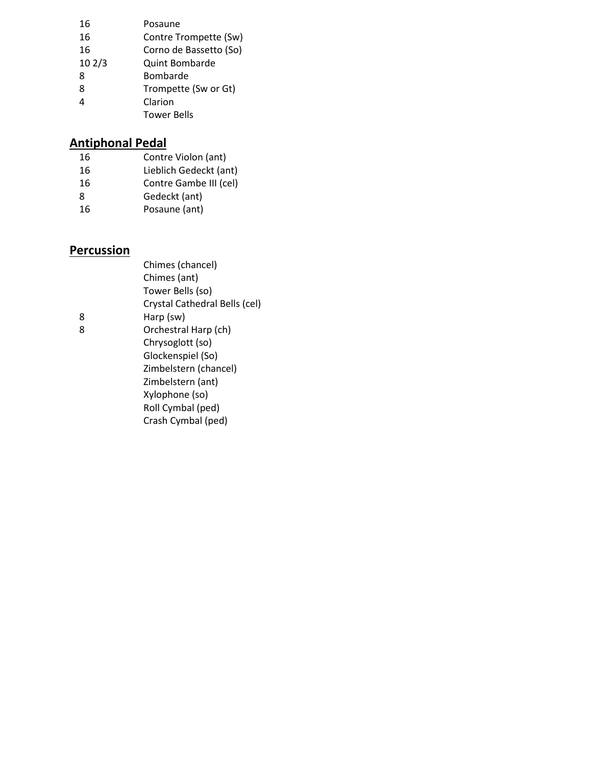| | |
|---|---|
| 16 | Posaune |
| 16 | Contre Trompette (Sw) |
| 16 | Corno de Bassetto (So) |
| 10 2/3 | Quint Bombarde |
| 8 | Bombarde |
| 8 | Trompette (Sw or Gt) |
| 4 | Clarion |
| | Tower Bells |

## Antiphonal Pedal

| | |
|---|---|
| 16 | Contre Violon (ant) |
| 16 | Lieblich Gedeckt (ant) |
| 16 | Contre Gambe III (cel) |
| 8 | Gedeckt (ant) |
| 16 | Posaune (ant) |

## Percussion

| | |
|---|---|
| | Chimes (chancel) |
| | Chimes (ant) |
| | Tower Bells (so) |
| | Crystal Cathedral Bells (cel) |
| 8 | Harp (sw) |
| 8 | Orchestral Harp (ch) |
| | Chrysoglott (so) |
| | Glockenspiel (So) |
| | Zimbelstern (chancel) |
| | Zimbelstern (ant) |
| | Xylophone (so) |
| | Roll Cymbal (ped) |
| | Crash Cymbal (ped) |